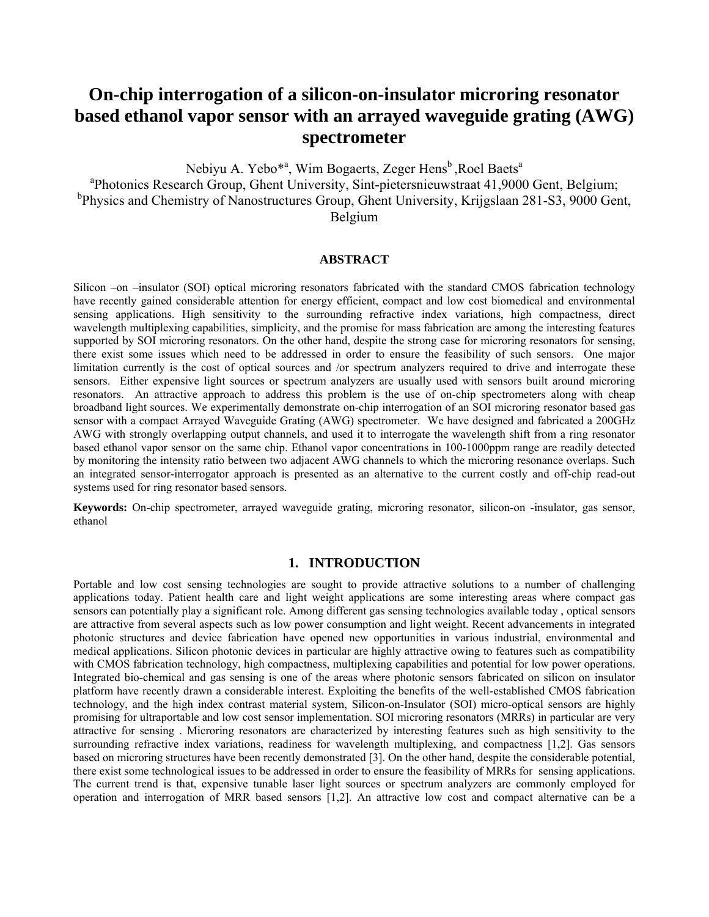# On-chip interrogation of a silicon-on-insulator microring resonator based ethanol vapor sensor with an arrayed waveguide grating (AWG) spectrometer

Nebiyu A. Yebo*[a], Wim Bogaerts, Zeger Hens[b] ,Roel Baets[a]

[a]Photonics Research Group, Ghent University, Sint-pietersnieuwstraat 41,9000 Gent, Belgium;
[b]Physics and Chemistry of Nanostructures Group, Ghent University, Krijgslaan 281-S3, 9000 Gent, Belgium

## ABSTRACT

Silicon –on –insulator (SOI) optical microring resonators fabricated with the standard CMOS fabrication technology have recently gained considerable attention for energy efficient, compact and low cost biomedical and environmental sensing applications. High sensitivity to the surrounding refractive index variations, high compactness, direct wavelength multiplexing capabilities, simplicity, and the promise for mass fabrication are among the interesting features supported by SOI microring resonators. On the other hand, despite the strong case for microring resonators for sensing, there exist some issues which need to be addressed in order to ensure the feasibility of such sensors. One major limitation currently is the cost of optical sources and /or spectrum analyzers required to drive and interrogate these sensors. Either expensive light sources or spectrum analyzers are usually used with sensors built around microring resonators. An attractive approach to address this problem is the use of on-chip spectrometers along with cheap broadband light sources. We experimentally demonstrate on-chip interrogation of an SOI microring resonator based gas sensor with a compact Arrayed Waveguide Grating (AWG) spectrometer. We have designed and fabricated a 200GHz AWG with strongly overlapping output channels, and used it to interrogate the wavelength shift from a ring resonator based ethanol vapor sensor on the same chip. Ethanol vapor concentrations in 100-1000ppm range are readily detected by monitoring the intensity ratio between two adjacent AWG channels to which the microring resonance overlaps. Such an integrated sensor-interrogator approach is presented as an alternative to the current costly and off-chip read-out systems used for ring resonator based sensors.

**Keywords:** On-chip spectrometer, arrayed waveguide grating, microring resonator, silicon-on -insulator, gas sensor, ethanol

## 1. INTRODUCTION

Portable and low cost sensing technologies are sought to provide attractive solutions to a number of challenging applications today. Patient health care and light weight applications are some interesting areas where compact gas sensors can potentially play a significant role. Among different gas sensing technologies available today , optical sensors are attractive from several aspects such as low power consumption and light weight. Recent advancements in integrated photonic structures and device fabrication have opened new opportunities in various industrial, environmental and medical applications. Silicon photonic devices in particular are highly attractive owing to features such as compatibility with CMOS fabrication technology, high compactness, multiplexing capabilities and potential for low power operations. Integrated bio-chemical and gas sensing is one of the areas where photonic sensors fabricated on silicon on insulator platform have recently drawn a considerable interest. Exploiting the benefits of the well-established CMOS fabrication technology, and the high index contrast material system, Silicon-on-Insulator (SOI) micro-optical sensors are highly promising for ultraportable and low cost sensor implementation. SOI microring resonators (MRRs) in particular are very attractive for sensing . Microring resonators are characterized by interesting features such as high sensitivity to the surrounding refractive index variations, readiness for wavelength multiplexing, and compactness [1,2]. Gas sensors based on microring structures have been recently demonstrated [3]. On the other hand, despite the considerable potential, there exist some technological issues to be addressed in order to ensure the feasibility of MRRs for sensing applications. The current trend is that, expensive tunable laser light sources or spectrum analyzers are commonly employed for operation and interrogation of MRR based sensors [1,2]. An attractive low cost and compact alternative can be a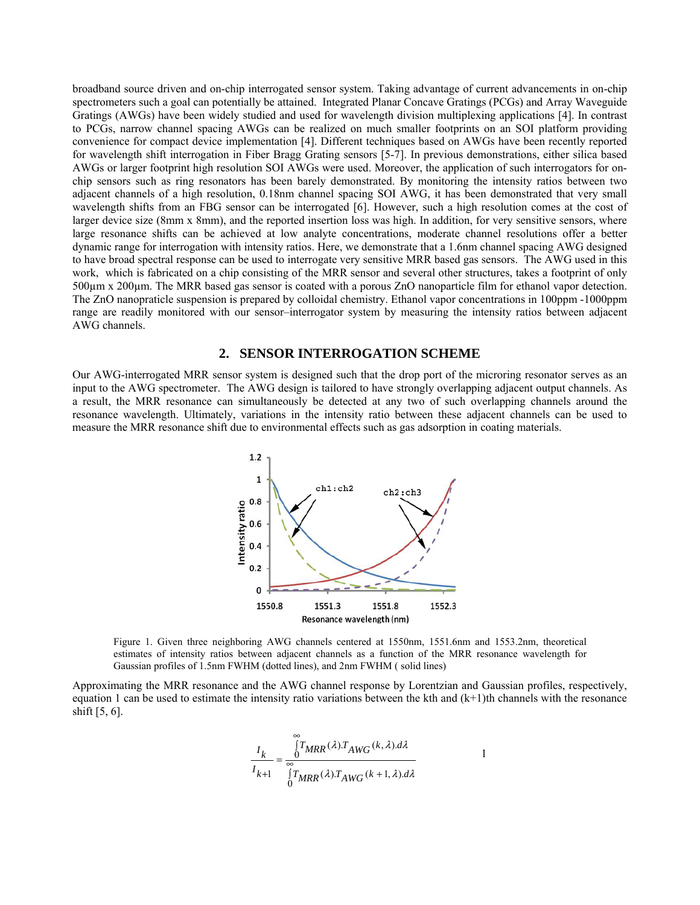broadband source driven and on-chip interrogated sensor system. Taking advantage of current advancements in on-chip spectrometers such a goal can potentially be attained. Integrated Planar Concave Gratings (PCGs) and Array Waveguide Gratings (AWGs) have been widely studied and used for wavelength division multiplexing applications [4]. In contrast to PCGs, narrow channel spacing AWGs can be realized on much smaller footprints on an SOI platform providing convenience for compact device implementation [4]. Different techniques based on AWGs have been recently reported for wavelength shift interrogation in Fiber Bragg Grating sensors [5-7]. In previous demonstrations, either silica based AWGs or larger footprint high resolution SOI AWGs were used. Moreover, the application of such interrogators for on-chip sensors such as ring resonators has been barely demonstrated. By monitoring the intensity ratios between two adjacent channels of a high resolution, 0.18nm channel spacing SOI AWG, it has been demonstrated that very small wavelength shifts from an FBG sensor can be interrogated [6]. However, such a high resolution comes at the cost of larger device size (8mm x 8mm), and the reported insertion loss was high. In addition, for very sensitive sensors, where large resonance shifts can be achieved at low analyte concentrations, moderate channel resolutions offer a better dynamic range for interrogation with intensity ratios. Here, we demonstrate that a 1.6nm channel spacing AWG designed to have broad spectral response can be used to interrogate very sensitive MRR based gas sensors. The AWG used in this work, which is fabricated on a chip consisting of the MRR sensor and several other structures, takes a footprint of only 500μm x 200μm. The MRR based gas sensor is coated with a porous ZnO nanoparticle film for ethanol vapor detection. The ZnO nanopraticle suspension is prepared by colloidal chemistry. Ethanol vapor concentrations in 100ppm -1000ppm range are readily monitored with our sensor–interrogator system by measuring the intensity ratios between adjacent AWG channels.

## 2. SENSOR INTERROGATION SCHEME

Our AWG-interrogated MRR sensor system is designed such that the drop port of the microring resonator serves as an input to the AWG spectrometer. The AWG design is tailored to have strongly overlapping adjacent output channels. As a result, the MRR resonance can simultaneously be detected at any two of such overlapping channels around the resonance wavelength. Ultimately, variations in the intensity ratio between these adjacent channels can be used to measure the MRR resonance shift due to environmental effects such as gas adsorption in coating materials.

Figure 1. Given three neighboring AWG channels centered at 1550nm, 1551.6nm and 1553.2nm, theoretical estimates of intensity ratios between adjacent channels as a function of the MRR resonance wavelength for Gaussian profiles of 1.5nm FWHM (dotted lines), and 2nm FWHM ( solid lines)

Approximating the MRR resonance and the AWG channel response by Lorentzian and Gaussian profiles, respectively, equation 1 can be used to estimate the intensity ratio variations between the kth and (k+1)th channels with the resonance shift [5, 6].

$$\frac{I_k}{I_{k+1}} = \frac{\int_0^\infty T_{MRR}(\lambda).T_{AWG}(k,\lambda).d\lambda}{\int_0^\infty T_{MRR}(\lambda).T_{AWG}(k+1,\lambda).d\lambda} \qquad 1$$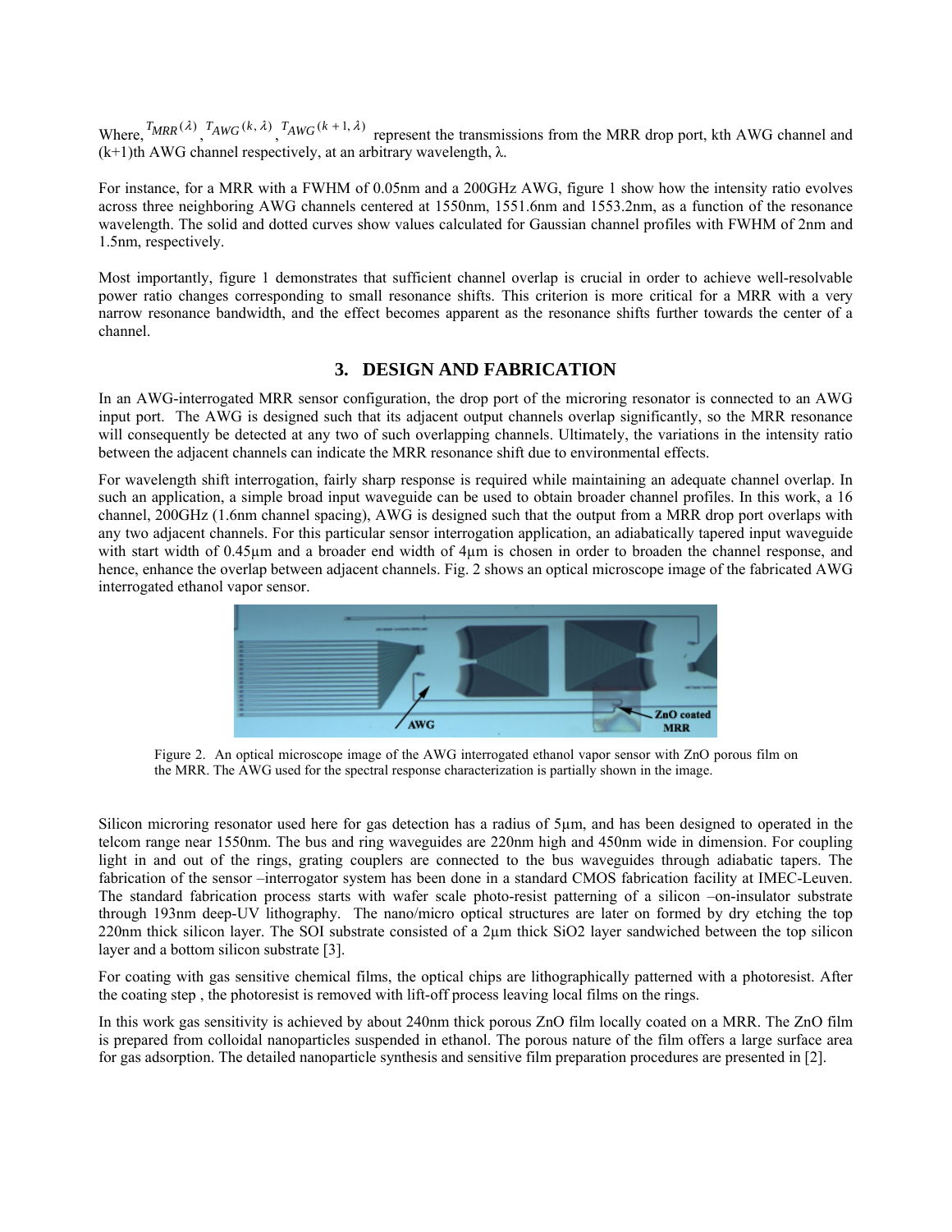Where, $T_{MRR}(\lambda)$, $T_{AWG}(k, \lambda)$, $T_{AWG}(k+1, \lambda)$ represent the transmissions from the MRR drop port, kth AWG channel and (k+1)th AWG channel respectively, at an arbitrary wavelength, λ.

For instance, for a MRR with a FWHM of 0.05nm and a 200GHz AWG, figure 1 show how the intensity ratio evolves across three neighboring AWG channels centered at 1550nm, 1551.6nm and 1553.2nm, as a function of the resonance wavelength. The solid and dotted curves show values calculated for Gaussian channel profiles with FWHM of 2nm and 1.5nm, respectively.

Most importantly, figure 1 demonstrates that sufficient channel overlap is crucial in order to achieve well-resolvable power ratio changes corresponding to small resonance shifts. This criterion is more critical for a MRR with a very narrow resonance bandwidth, and the effect becomes apparent as the resonance shifts further towards the center of a channel.

## 3. DESIGN AND FABRICATION

In an AWG-interrogated MRR sensor configuration, the drop port of the microring resonator is connected to an AWG input port. The AWG is designed such that its adjacent output channels overlap significantly, so the MRR resonance will consequently be detected at any two of such overlapping channels. Ultimately, the variations in the intensity ratio between the adjacent channels can indicate the MRR resonance shift due to environmental effects.

For wavelength shift interrogation, fairly sharp response is required while maintaining an adequate channel overlap. In such an application, a simple broad input waveguide can be used to obtain broader channel profiles. In this work, a 16 channel, 200GHz (1.6nm channel spacing), AWG is designed such that the output from a MRR drop port overlaps with any two adjacent channels. For this particular sensor interrogation application, an adiabatically tapered input waveguide with start width of 0.45µm and a broader end width of 4µm is chosen in order to broaden the channel response, and hence, enhance the overlap between adjacent channels. Fig. 2 shows an optical microscope image of the fabricated AWG interrogated ethanol vapor sensor.

Figure 2. An optical microscope image of the AWG interrogated ethanol vapor sensor with ZnO porous film on the MRR. The AWG used for the spectral response characterization is partially shown in the image.

Silicon microring resonator used here for gas detection has a radius of 5µm, and has been designed to operated in the telcom range near 1550nm. The bus and ring waveguides are 220nm high and 450nm wide in dimension. For coupling light in and out of the rings, grating couplers are connected to the bus waveguides through adiabatic tapers. The fabrication of the sensor –interrogator system has been done in a standard CMOS fabrication facility at IMEC-Leuven. The standard fabrication process starts with wafer scale photo-resist patterning of a silicon –on-insulator substrate through 193nm deep-UV lithography. The nano/micro optical structures are later on formed by dry etching the top 220nm thick silicon layer. The SOI substrate consisted of a 2µm thick $SiO_2$ layer sandwiched between the top silicon layer and a bottom silicon substrate [3].

For coating with gas sensitive chemical films, the optical chips are lithographically patterned with a photoresist. After the coating step , the photoresist is removed with lift-off process leaving local films on the rings.

In this work gas sensitivity is achieved by about 240nm thick porous ZnO film locally coated on a MRR. The ZnO film is prepared from colloidal nanoparticles suspended in ethanol. The porous nature of the film offers a large surface area for gas adsorption. The detailed nanoparticle synthesis and sensitive film preparation procedures are presented in [2].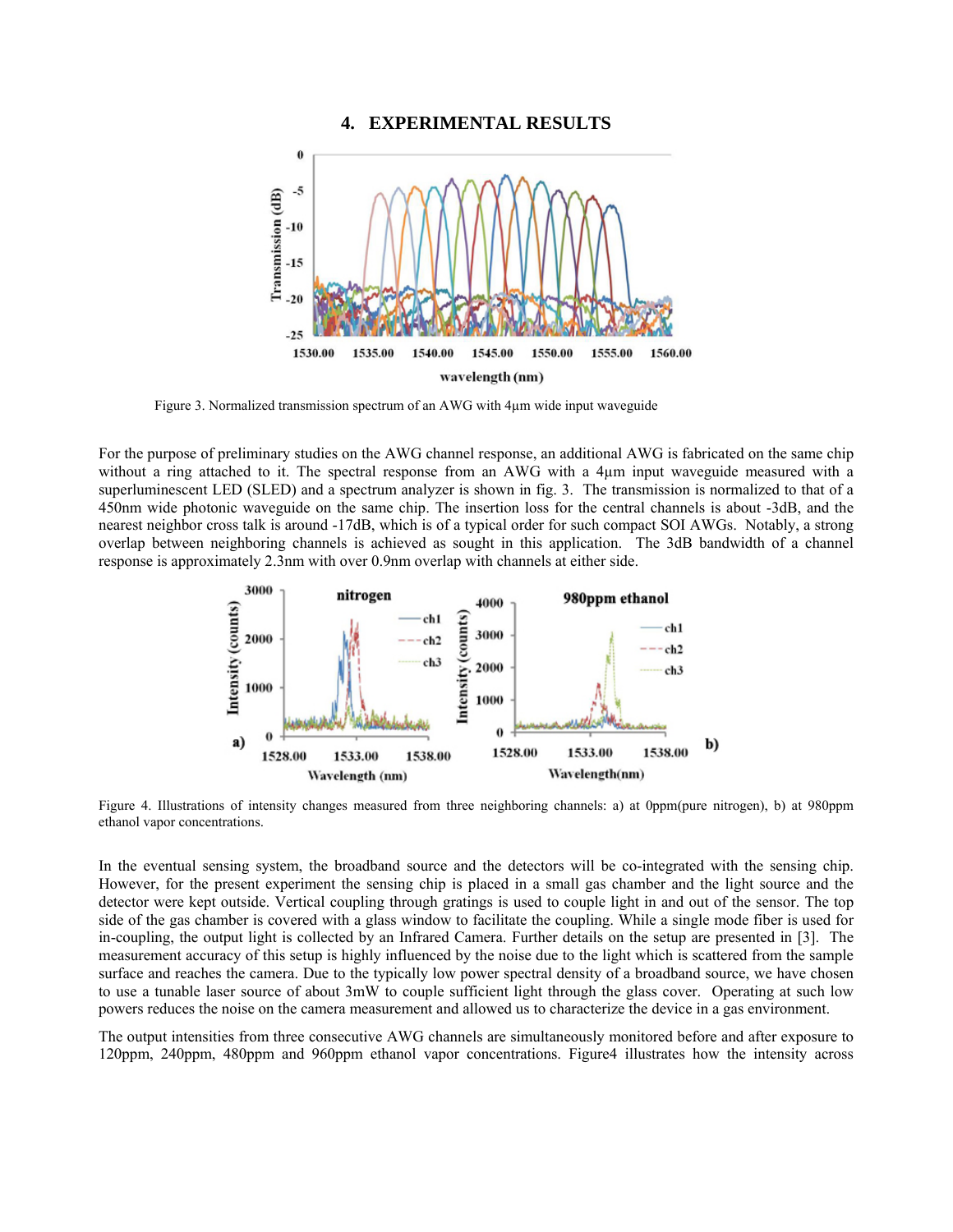## 4. EXPERIMENTAL RESULTS

Figure 3. Normalized transmission spectrum of an AWG with 4μm wide input waveguide

For the purpose of preliminary studies on the AWG channel response, an additional AWG is fabricated on the same chip without a ring attached to it. The spectral response from an AWG with a 4μm input waveguide measured with a superluminescent LED (SLED) and a spectrum analyzer is shown in fig. 3. The transmission is normalized to that of a 450nm wide photonic waveguide on the same chip. The insertion loss for the central channels is about -3dB, and the nearest neighbor cross talk is around -17dB, which is of a typical order for such compact SOI AWGs. Notably, a strong overlap between neighboring channels is achieved as sought in this application. The 3dB bandwidth of a channel response is approximately 2.3nm with over 0.9nm overlap with channels at either side.

Figure 4. Illustrations of intensity changes measured from three neighboring channels: a) at 0ppm(pure nitrogen), b) at 980ppm ethanol vapor concentrations.

In the eventual sensing system, the broadband source and the detectors will be co-integrated with the sensing chip. However, for the present experiment the sensing chip is placed in a small gas chamber and the light source and the detector were kept outside. Vertical coupling through gratings is used to couple light in and out of the sensor. The top side of the gas chamber is covered with a glass window to facilitate the coupling. While a single mode fiber is used for in-coupling, the output light is collected by an Infrared Camera. Further details on the setup are presented in [3]. The measurement accuracy of this setup is highly influenced by the noise due to the light which is scattered from the sample surface and reaches the camera. Due to the typically low power spectral density of a broadband source, we have chosen to use a tunable laser source of about 3mW to couple sufficient light through the glass cover. Operating at such low powers reduces the noise on the camera measurement and allowed us to characterize the device in a gas environment.

The output intensities from three consecutive AWG channels are simultaneously monitored before and after exposure to 120ppm, 240ppm, 480ppm and 960ppm ethanol vapor concentrations. Figure4 illustrates how the intensity across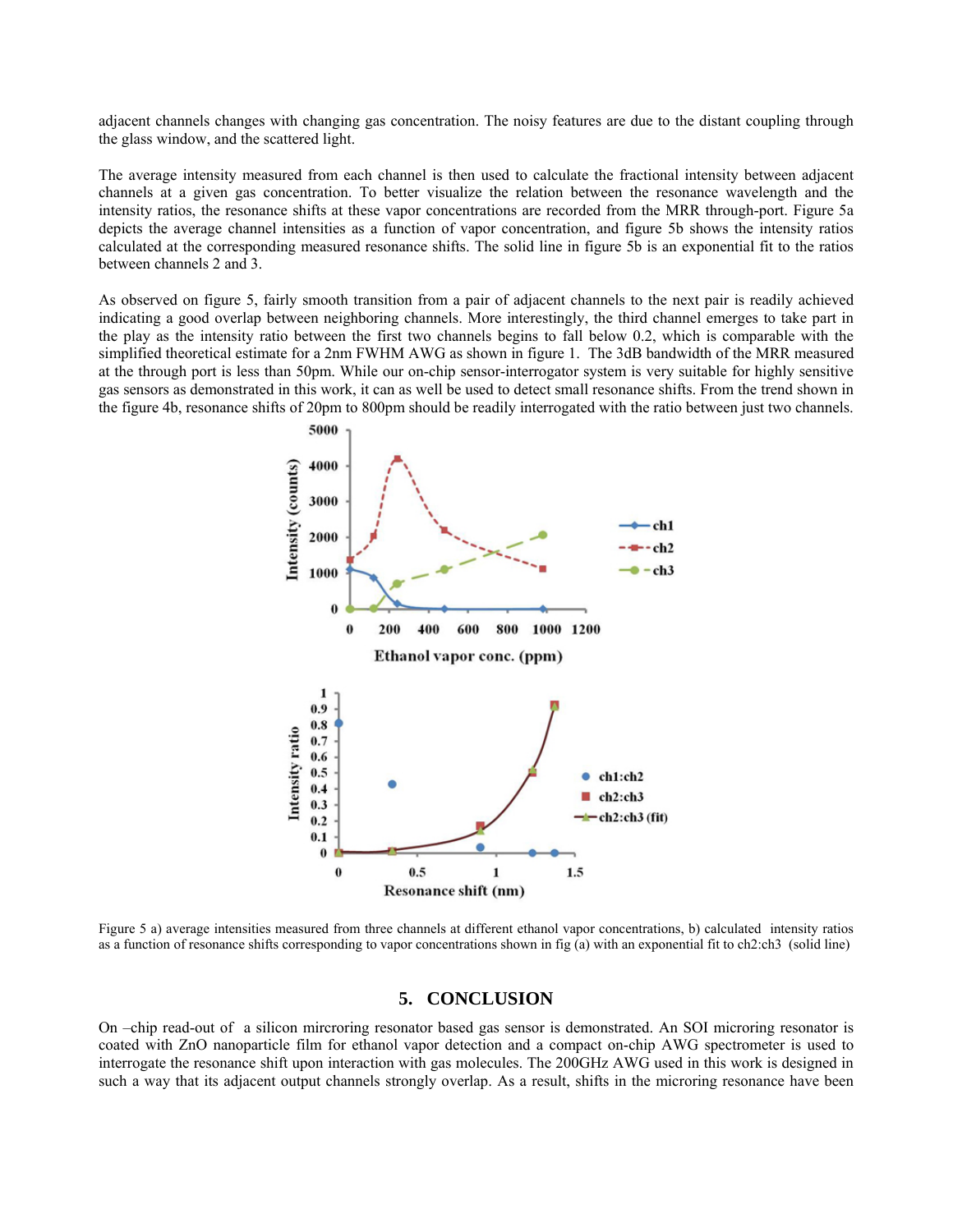adjacent channels changes with changing gas concentration. The noisy features are due to the distant coupling through the glass window, and the scattered light.

The average intensity measured from each channel is then used to calculate the fractional intensity between adjacent channels at a given gas concentration. To better visualize the relation between the resonance wavelength and the intensity ratios, the resonance shifts at these vapor concentrations are recorded from the MRR through-port. Figure 5a depicts the average channel intensities as a function of vapor concentration, and figure 5b shows the intensity ratios calculated at the corresponding measured resonance shifts. The solid line in figure 5b is an exponential fit to the ratios between channels 2 and 3.

As observed on figure 5, fairly smooth transition from a pair of adjacent channels to the next pair is readily achieved indicating a good overlap between neighboring channels. More interestingly, the third channel emerges to take part in the play as the intensity ratio between the first two channels begins to fall below 0.2, which is comparable with the simplified theoretical estimate for a 2nm FWHM AWG as shown in figure 1. The 3dB bandwidth of the MRR measured at the through port is less than 50pm. While our on-chip sensor-interrogator system is very suitable for highly sensitive gas sensors as demonstrated in this work, it can as well be used to detect small resonance shifts. From the trend shown in the figure 4b, resonance shifts of 20pm to 800pm should be readily interrogated with the ratio between just two channels.

Figure 5 a) average intensities measured from three channels at different ethanol vapor concentrations, b) calculated intensity ratios as a function of resonance shifts corresponding to vapor concentrations shown in fig (a) with an exponential fit to ch2:ch3 (solid line)

## 5. CONCLUSION

On –chip read-out of a silicon mircroring resonator based gas sensor is demonstrated. An SOI microring resonator is coated with ZnO nanoparticle film for ethanol vapor detection and a compact on-chip AWG spectrometer is used to interrogate the resonance shift upon interaction with gas molecules. The 200GHz AWG used in this work is designed in such a way that its adjacent output channels strongly overlap. As a result, shifts in the microring resonance have been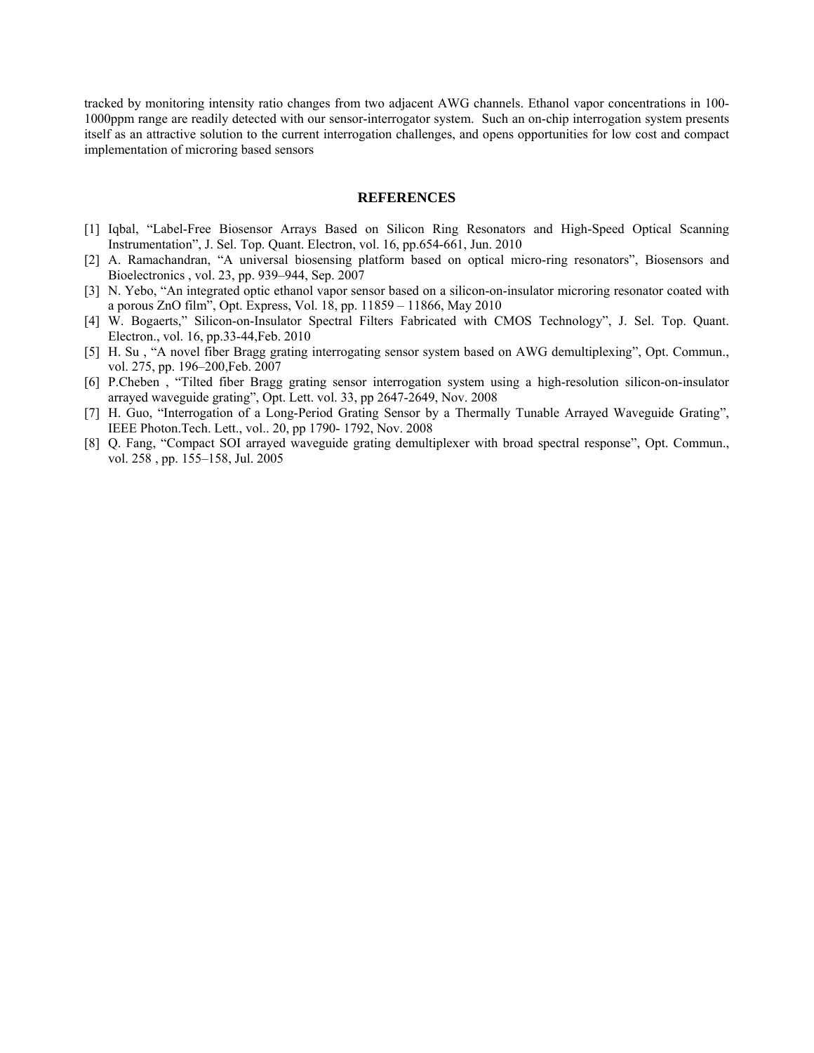tracked by monitoring intensity ratio changes from two adjacent AWG channels. Ethanol vapor concentrations in 100-1000ppm range are readily detected with our sensor-interrogator system. Such an on-chip interrogation system presents itself as an attractive solution to the current interrogation challenges, and opens opportunities for low cost and compact implementation of microring based sensors

## REFERENCES

[1] Iqbal, "Label-Free Biosensor Arrays Based on Silicon Ring Resonators and High-Speed Optical Scanning Instrumentation", J. Sel. Top. Quant. Electron, vol. 16, pp.654-661, Jun. 2010

[2] A. Ramachandran, "A universal biosensing platform based on optical micro-ring resonators", Biosensors and Bioelectronics , vol. 23, pp. 939–944, Sep. 2007

[3] N. Yebo, "An integrated optic ethanol vapor sensor based on a silicon-on-insulator microring resonator coated with a porous ZnO film", Opt. Express, Vol. 18, pp. 11859 – 11866, May 2010

[4] W. Bogaerts," Silicon-on-Insulator Spectral Filters Fabricated with CMOS Technology", J. Sel. Top. Quant. Electron., vol. 16, pp.33-44,Feb. 2010

[5] H. Su , "A novel fiber Bragg grating interrogating sensor system based on AWG demultiplexing", Opt. Commun., vol. 275, pp. 196–200,Feb. 2007

[6] P.Cheben , "Tilted fiber Bragg grating sensor interrogation system using a high-resolution silicon-on-insulator arrayed waveguide grating", Opt. Lett. vol. 33, pp 2647-2649, Nov. 2008

[7] H. Guo, "Interrogation of a Long-Period Grating Sensor by a Thermally Tunable Arrayed Waveguide Grating", IEEE Photon.Tech. Lett., vol.. 20, pp 1790- 1792, Nov. 2008

[8] Q. Fang, "Compact SOI arrayed waveguide grating demultiplexer with broad spectral response", Opt. Commun., vol. 258 , pp. 155–158, Jul. 2005